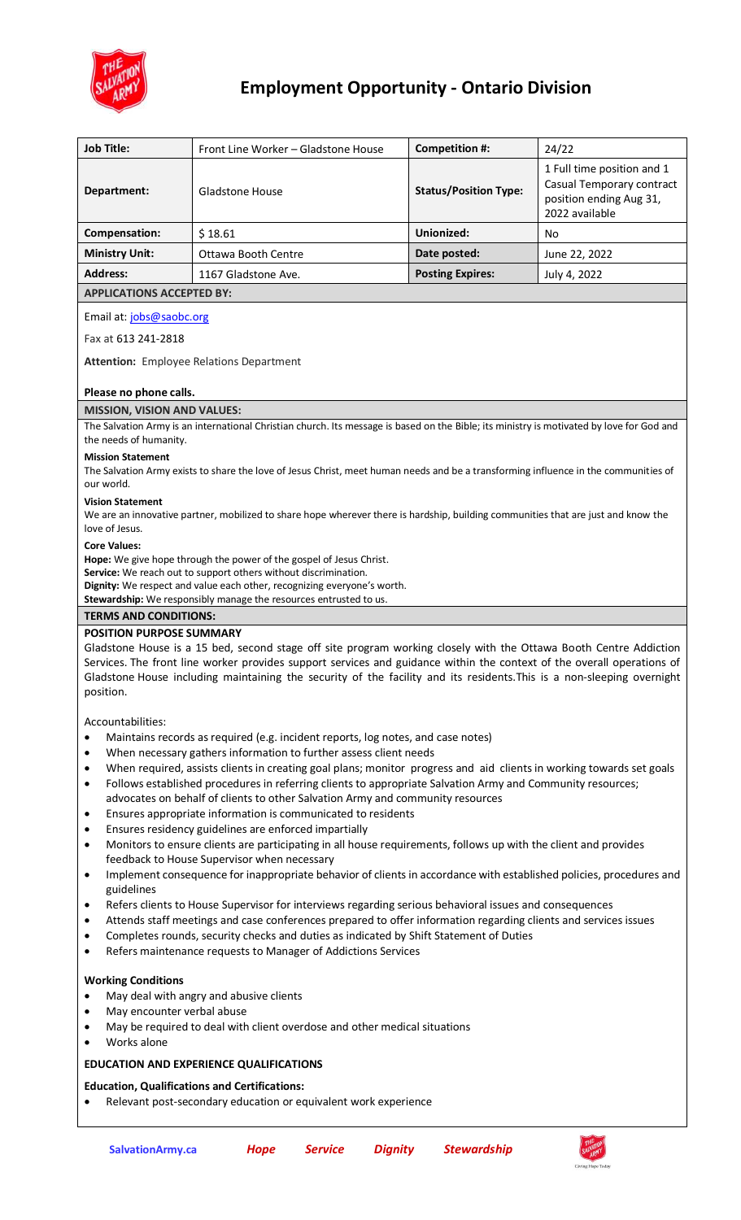# Employment Opportunity - Ontario Division

| **Job Title:** | Front Line Worker – Gladstone House | **Competition #:** | 24/22 |
|---|---|---|---|
| **Department:** | Gladstone House | **Status/Position Type:** | 1 Full time position and 1 Casual Temporary contract position ending Aug 31, 2022 available |
| **Compensation:** | $ 18.61 | **Unionized:** | No |
| **Ministry Unit:** | Ottawa Booth Centre | **Date posted:** | June 22, 2022 |
| **Address:** | 1167 Gladstone Ave. | **Posting Expires:** | July 4, 2022 |

## APPLICATIONS ACCEPTED BY:

Email at: jobs@saobc.org

Fax at 613 241-2818

**Attention:** Employee Relations Department

**Please no phone calls.**

## MISSION, VISION AND VALUES:

The Salvation Army is an international Christian church. Its message is based on the Bible; its ministry is motivated by love for God and the needs of humanity.

**Mission Statement**
The Salvation Army exists to share the love of Jesus Christ, meet human needs and be a transforming influence in the communities of our world.

**Vision Statement**
We are an innovative partner, mobilized to share hope wherever there is hardship, building communities that are just and know the love of Jesus.

**Core Values:**
**Hope:** We give hope through the power of the gospel of Jesus Christ.
**Service:** We reach out to support others without discrimination.
**Dignity:** We respect and value each other, recognizing everyone's worth.
**Stewardship:** We responsibly manage the resources entrusted to us.

## TERMS AND CONDITIONS:

**POSITION PURPOSE SUMMARY**

Gladstone House is a 15 bed, second stage off site program working closely with the Ottawa Booth Centre Addiction Services. The front line worker provides support services and guidance within the context of the overall operations of Gladstone House including maintaining the security of the facility and its residents.This is a non-sleeping overnight position.

Accountabilities:

- Maintains records as required (e.g. incident reports, log notes, and case notes)
- When necessary gathers information to further assess client needs
- When required, assists clients in creating goal plans; monitor progress and aid clients in working towards set goals
- Follows established procedures in referring clients to appropriate Salvation Army and Community resources; advocates on behalf of clients to other Salvation Army and community resources
- Ensures appropriate information is communicated to residents
- Ensures residency guidelines are enforced impartially
- Monitors to ensure clients are participating in all house requirements, follows up with the client and provides feedback to House Supervisor when necessary
- Implement consequence for inappropriate behavior of clients in accordance with established policies, procedures and guidelines
- Refers clients to House Supervisor for interviews regarding serious behavioral issues and consequences
- Attends staff meetings and case conferences prepared to offer information regarding clients and services issues
- Completes rounds, security checks and duties as indicated by Shift Statement of Duties
- Refers maintenance requests to Manager of Addictions Services

**Working Conditions**

- May deal with angry and abusive clients
- May encounter verbal abuse
- May be required to deal with client overdose and other medical situations
- Works alone

**EDUCATION AND EXPERIENCE QUALIFICATIONS**

**Education, Qualifications and Certifications:**

- Relevant post-secondary education or equivalent work experience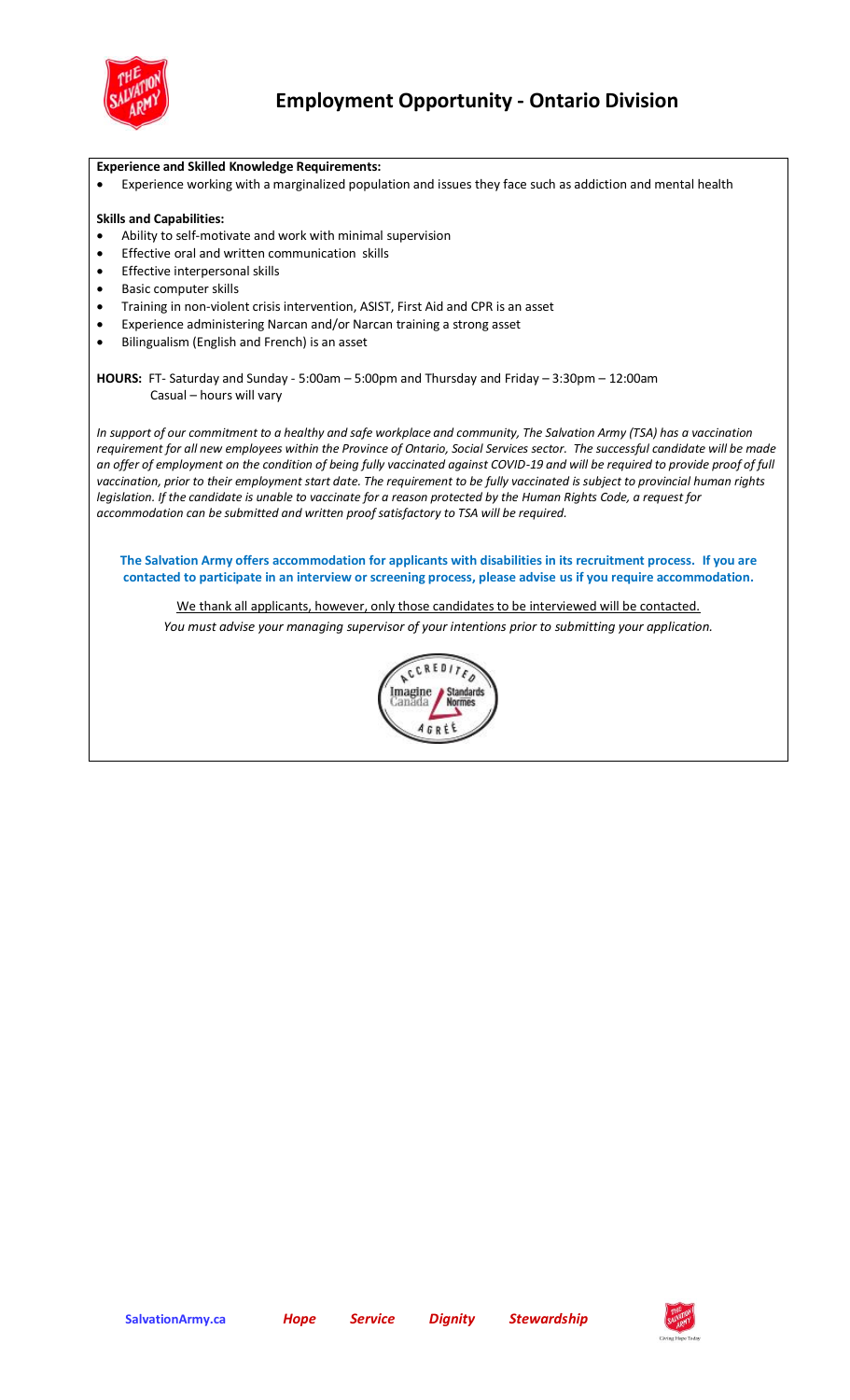# Employment Opportunity - Ontario Division

**Experience and Skilled Knowledge Requirements:**

- Experience working with a marginalized population and issues they face such as addiction and mental health

**Skills and Capabilities:**

- Ability to self-motivate and work with minimal supervision
- Effective oral and written communication skills
- Effective interpersonal skills
- Basic computer skills
- Training in non-violent crisis intervention, ASIST, First Aid and CPR is an asset
- Experience administering Narcan and/or Narcan training a strong asset
- Bilingualism (English and French) is an asset

**HOURS:** FT- Saturday and Sunday - 5:00am – 5:00pm and Thursday and Friday – 3:30pm – 12:00am
Casual – hours will vary

*In support of our commitment to a healthy and safe workplace and community, The Salvation Army (TSA) has a vaccination requirement for all new employees within the Province of Ontario, Social Services sector. The successful candidate will be made an offer of employment on the condition of being fully vaccinated against COVID-19 and will be required to provide proof of full vaccination, prior to their employment start date. The requirement to be fully vaccinated is subject to provincial human rights legislation. If the candidate is unable to vaccinate for a reason protected by the Human Rights Code, a request for accommodation can be submitted and written proof satisfactory to TSA will be required.*

**The Salvation Army offers accommodation for applicants with disabilities in its recruitment process. If you are contacted to participate in an interview or screening process, please advise us if you require accommodation.**

We thank all applicants, however, only those candidates to be interviewed will be contacted.

*You must advise your managing supervisor of your intentions prior to submitting your application.*

SalvationArmy.ca *Hope* *Service* *Dignity* *Stewardship*